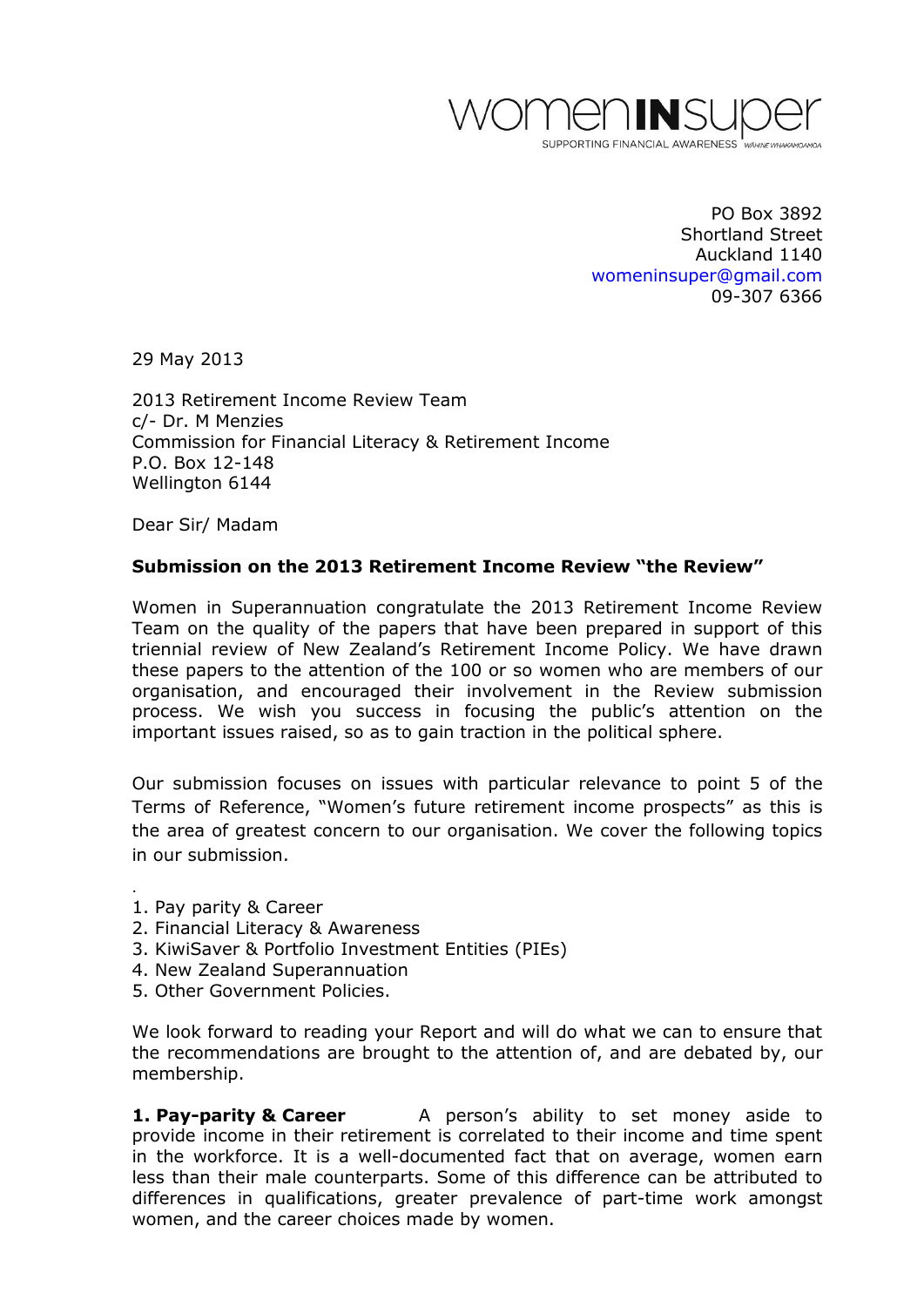womenINsuper
SUPPORTING FINANCIAL AWARENESS *WĀHINE WHAKAMŌHIO*

PO Box 3892
Shortland Street
Auckland 1140
womeninsuper@gmail.com
09-307 6366

29 May 2013

2013 Retirement Income Review Team
c/- Dr. M Menzies
Commission for Financial Literacy & Retirement Income
P.O. Box 12-148
Wellington 6144

Dear Sir/ Madam

**Submission on the 2013 Retirement Income Review "the Review"**

Women in Superannuation congratulate the 2013 Retirement Income Review Team on the quality of the papers that have been prepared in support of this triennial review of New Zealand's Retirement Income Policy. We have drawn these papers to the attention of the 100 or so women who are members of our organisation, and encouraged their involvement in the Review submission process. We wish you success in focusing the public's attention on the important issues raised, so as to gain traction in the political sphere.

Our submission focuses on issues with particular relevance to point 5 of the Terms of Reference, "Women's future retirement income prospects" as this is the area of greatest concern to our organisation. We cover the following topics in our submission.

1. Pay parity & Career
2. Financial Literacy & Awareness
3. KiwiSaver & Portfolio Investment Entities (PIEs)
4. New Zealand Superannuation
5. Other Government Policies.

We look forward to reading your Report and will do what we can to ensure that the recommendations are brought to the attention of, and are debated by, our membership.

**1. Pay-parity & Career** A person's ability to set money aside to provide income in their retirement is correlated to their income and time spent in the workforce. It is a well-documented fact that on average, women earn less than their male counterparts. Some of this difference can be attributed to differences in qualifications, greater prevalence of part-time work amongst women, and the career choices made by women.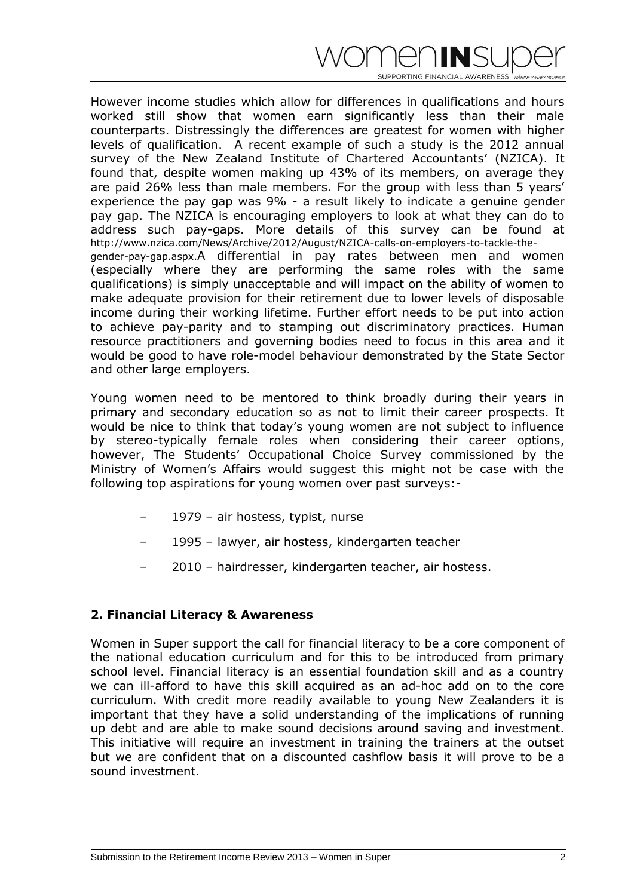However income studies which allow for differences in qualifications and hours worked still show that women earn significantly less than their male counterparts. Distressingly the differences are greatest for women with higher levels of qualification. A recent example of such a study is the 2012 annual survey of the New Zealand Institute of Chartered Accountants' (NZICA). It found that, despite women making up 43% of its members, on average they are paid 26% less than male members. For the group with less than 5 years' experience the pay gap was 9% - a result likely to indicate a genuine gender pay gap. The NZICA is encouraging employers to look at what they can do to address such pay-gaps. More details of this survey can be found at http://www.nzica.com/News/Archive/2012/August/NZICA-calls-on-employers-to-tackle-the-gender-pay-gap.aspx.A differential in pay rates between men and women (especially where they are performing the same roles with the same qualifications) is simply unacceptable and will impact on the ability of women to make adequate provision for their retirement due to lower levels of disposable income during their working lifetime. Further effort needs to be put into action to achieve pay-parity and to stamping out discriminatory practices. Human resource practitioners and governing bodies need to focus in this area and it would be good to have role-model behaviour demonstrated by the State Sector and other large employers.

Young women need to be mentored to think broadly during their years in primary and secondary education so as not to limit their career prospects. It would be nice to think that today's young women are not subject to influence by stereo-typically female roles when considering their career options, however, The Students' Occupational Choice Survey commissioned by the Ministry of Women's Affairs would suggest this might not be case with the following top aspirations for young women over past surveys:-

- 1979 – air hostess, typist, nurse
- 1995 – lawyer, air hostess, kindergarten teacher
- 2010 – hairdresser, kindergarten teacher, air hostess.

## 2. Financial Literacy & Awareness

Women in Super support the call for financial literacy to be a core component of the national education curriculum and for this to be introduced from primary school level. Financial literacy is an essential foundation skill and as a country we can ill-afford to have this skill acquired as an ad-hoc add on to the core curriculum. With credit more readily available to young New Zealanders it is important that they have a solid understanding of the implications of running up debt and are able to make sound decisions around saving and investment. This initiative will require an investment in training the trainers at the outset but we are confident that on a discounted cashflow basis it will prove to be a sound investment.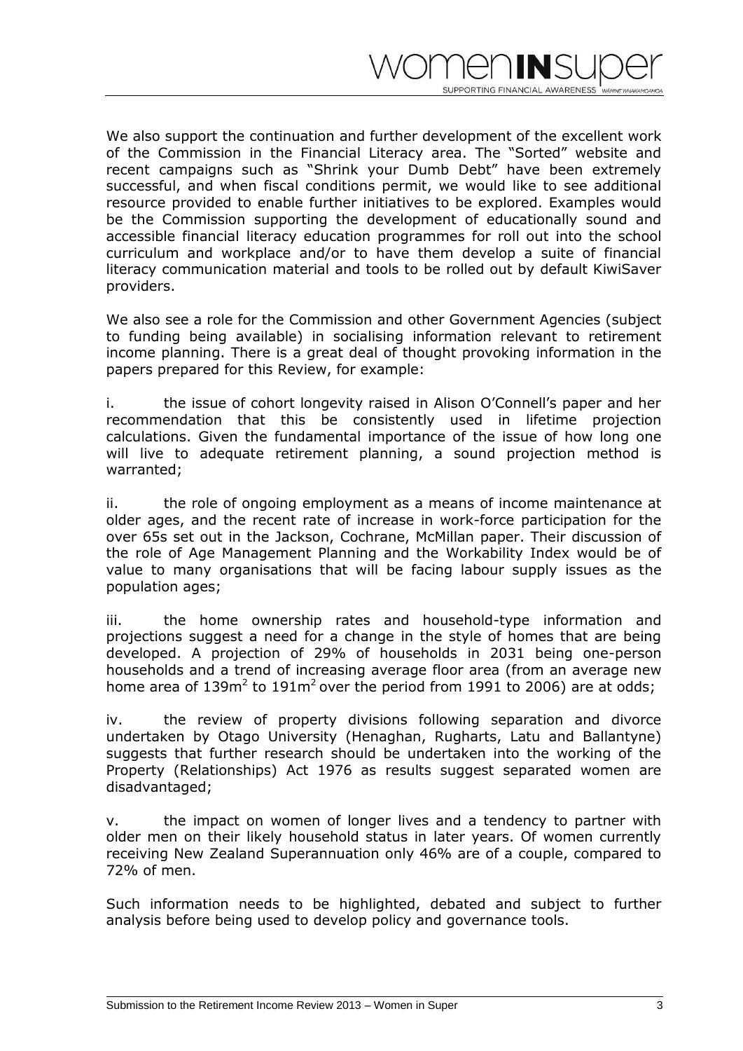We also support the continuation and further development of the excellent work of the Commission in the Financial Literacy area. The "Sorted" website and recent campaigns such as "Shrink your Dumb Debt" have been extremely successful, and when fiscal conditions permit, we would like to see additional resource provided to enable further initiatives to be explored. Examples would be the Commission supporting the development of educationally sound and accessible financial literacy education programmes for roll out into the school curriculum and workplace and/or to have them develop a suite of financial literacy communication material and tools to be rolled out by default KiwiSaver providers.

We also see a role for the Commission and other Government Agencies (subject to funding being available) in socialising information relevant to retirement income planning. There is a great deal of thought provoking information in the papers prepared for this Review, for example:

i. the issue of cohort longevity raised in Alison O'Connell's paper and her recommendation that this be consistently used in lifetime projection calculations. Given the fundamental importance of the issue of how long one will live to adequate retirement planning, a sound projection method is warranted;

ii. the role of ongoing employment as a means of income maintenance at older ages, and the recent rate of increase in work-force participation for the over 65s set out in the Jackson, Cochrane, McMillan paper. Their discussion of the role of Age Management Planning and the Workability Index would be of value to many organisations that will be facing labour supply issues as the population ages;

iii. the home ownership rates and household-type information and projections suggest a need for a change in the style of homes that are being developed. A projection of 29% of households in 2031 being one-person households and a trend of increasing average floor area (from an average new home area of $139m^2$ to $191m^2$ over the period from 1991 to 2006) are at odds;

iv. the review of property divisions following separation and divorce undertaken by Otago University (Henaghan, Rugharts, Latu and Ballantyne) suggests that further research should be undertaken into the working of the Property (Relationships) Act 1976 as results suggest separated women are disadvantaged;

v. the impact on women of longer lives and a tendency to partner with older men on their likely household status in later years. Of women currently receiving New Zealand Superannuation only 46% are of a couple, compared to 72% of men.

Such information needs to be highlighted, debated and subject to further analysis before being used to develop policy and governance tools.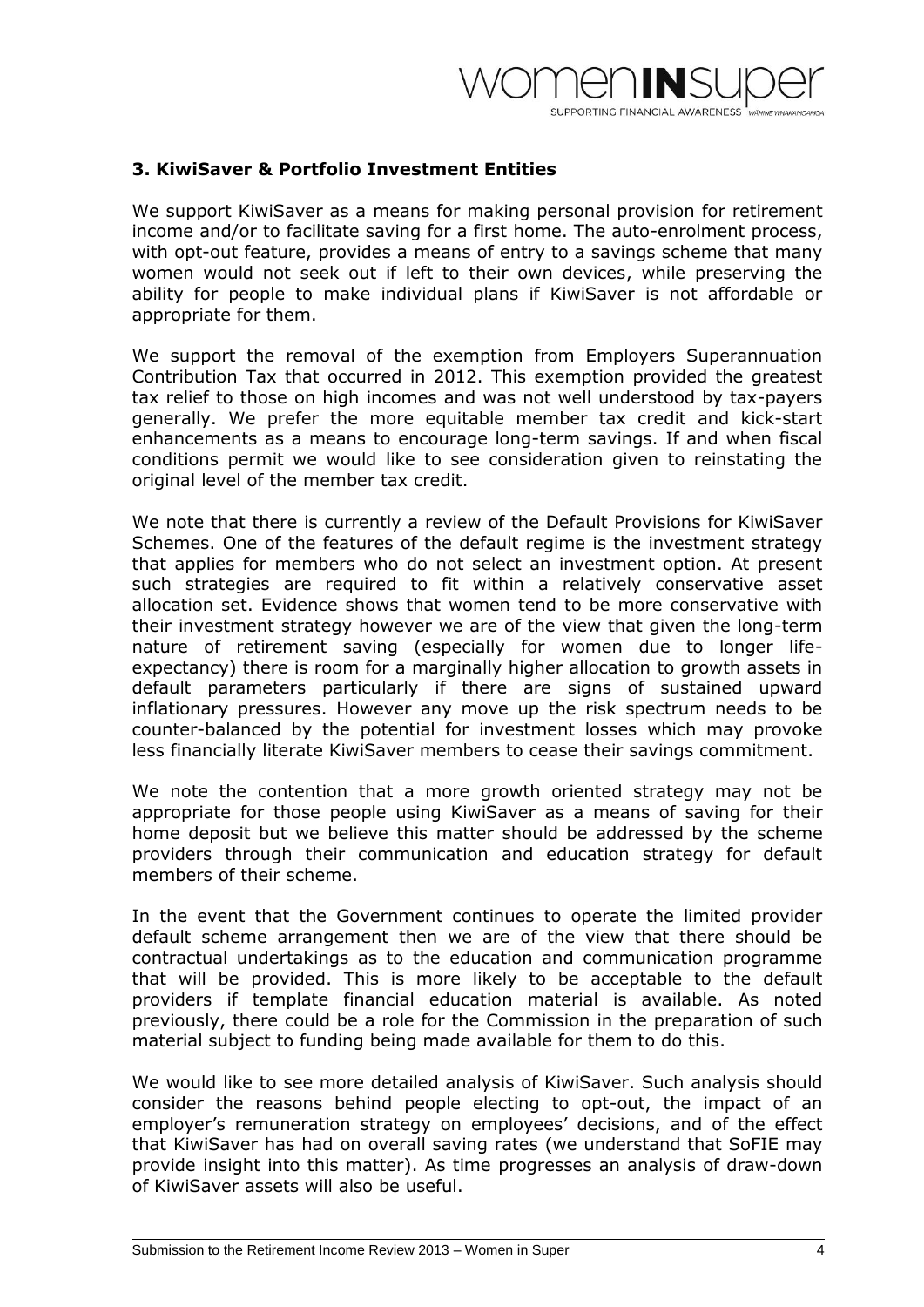### 3. KiwiSaver & Portfolio Investment Entities

We support KiwiSaver as a means for making personal provision for retirement income and/or to facilitate saving for a first home. The auto-enrolment process, with opt-out feature, provides a means of entry to a savings scheme that many women would not seek out if left to their own devices, while preserving the ability for people to make individual plans if KiwiSaver is not affordable or appropriate for them.

We support the removal of the exemption from Employers Superannuation Contribution Tax that occurred in 2012. This exemption provided the greatest tax relief to those on high incomes and was not well understood by tax-payers generally. We prefer the more equitable member tax credit and kick-start enhancements as a means to encourage long-term savings. If and when fiscal conditions permit we would like to see consideration given to reinstating the original level of the member tax credit.

We note that there is currently a review of the Default Provisions for KiwiSaver Schemes. One of the features of the default regime is the investment strategy that applies for members who do not select an investment option. At present such strategies are required to fit within a relatively conservative asset allocation set. Evidence shows that women tend to be more conservative with their investment strategy however we are of the view that given the long-term nature of retirement saving (especially for women due to longer life-expectancy) there is room for a marginally higher allocation to growth assets in default parameters particularly if there are signs of sustained upward inflationary pressures. However any move up the risk spectrum needs to be counter-balanced by the potential for investment losses which may provoke less financially literate KiwiSaver members to cease their savings commitment.

We note the contention that a more growth oriented strategy may not be appropriate for those people using KiwiSaver as a means of saving for their home deposit but we believe this matter should be addressed by the scheme providers through their communication and education strategy for default members of their scheme.

In the event that the Government continues to operate the limited provider default scheme arrangement then we are of the view that there should be contractual undertakings as to the education and communication programme that will be provided. This is more likely to be acceptable to the default providers if template financial education material is available. As noted previously, there could be a role for the Commission in the preparation of such material subject to funding being made available for them to do this.

We would like to see more detailed analysis of KiwiSaver. Such analysis should consider the reasons behind people electing to opt-out, the impact of an employer's remuneration strategy on employees' decisions, and of the effect that KiwiSaver has had on overall saving rates (we understand that SoFIE may provide insight into this matter). As time progresses an analysis of draw-down of KiwiSaver assets will also be useful.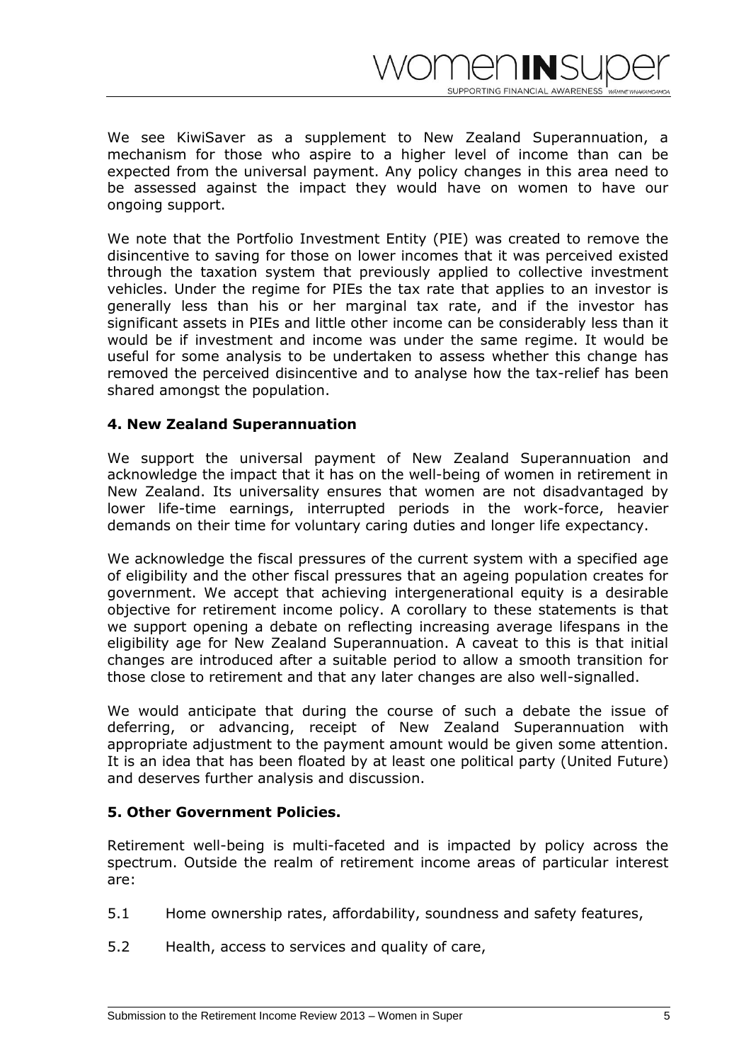We see KiwiSaver as a supplement to New Zealand Superannuation, a mechanism for those who aspire to a higher level of income than can be expected from the universal payment. Any policy changes in this area need to be assessed against the impact they would have on women to have our ongoing support.

We note that the Portfolio Investment Entity (PIE) was created to remove the disincentive to saving for those on lower incomes that it was perceived existed through the taxation system that previously applied to collective investment vehicles. Under the regime for PIEs the tax rate that applies to an investor is generally less than his or her marginal tax rate, and if the investor has significant assets in PIEs and little other income can be considerably less than it would be if investment and income was under the same regime. It would be useful for some analysis to be undertaken to assess whether this change has removed the perceived disincentive and to analyse how the tax-relief has been shared amongst the population.

### 4. New Zealand Superannuation

We support the universal payment of New Zealand Superannuation and acknowledge the impact that it has on the well-being of women in retirement in New Zealand. Its universality ensures that women are not disadvantaged by lower life-time earnings, interrupted periods in the work-force, heavier demands on their time for voluntary caring duties and longer life expectancy.

We acknowledge the fiscal pressures of the current system with a specified age of eligibility and the other fiscal pressures that an ageing population creates for government. We accept that achieving intergenerational equity is a desirable objective for retirement income policy. A corollary to these statements is that we support opening a debate on reflecting increasing average lifespans in the eligibility age for New Zealand Superannuation. A caveat to this is that initial changes are introduced after a suitable period to allow a smooth transition for those close to retirement and that any later changes are also well-signalled.

We would anticipate that during the course of such a debate the issue of deferring, or advancing, receipt of New Zealand Superannuation with appropriate adjustment to the payment amount would be given some attention. It is an idea that has been floated by at least one political party (United Future) and deserves further analysis and discussion.

### 5. Other Government Policies.

Retirement well-being is multi-faceted and is impacted by policy across the spectrum. Outside the realm of retirement income areas of particular interest are:

5.1 Home ownership rates, affordability, soundness and safety features,

5.2 Health, access to services and quality of care,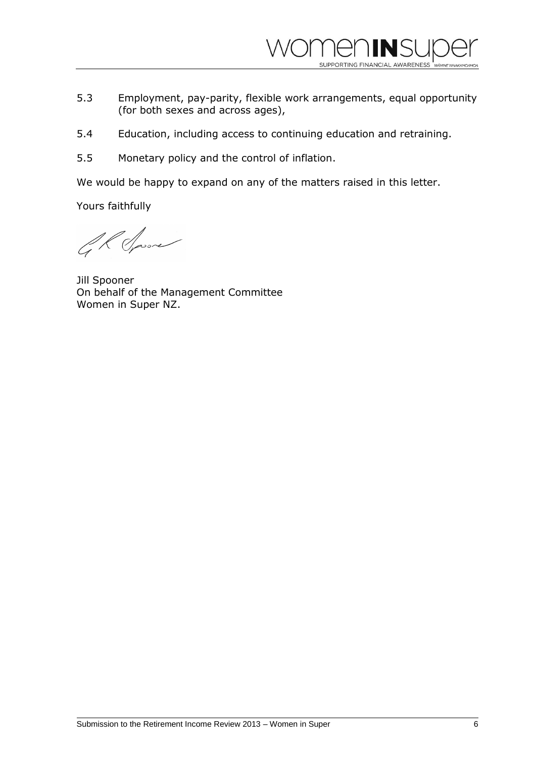5.3 Employment, pay-parity, flexible work arrangements, equal opportunity (for both sexes and across ages),

5.4 Education, including access to continuing education and retraining.

5.5 Monetary policy and the control of inflation.

We would be happy to expand on any of the matters raised in this letter.

Yours faithfully

Jill Spooner
On behalf of the Management Committee
Women in Super NZ.